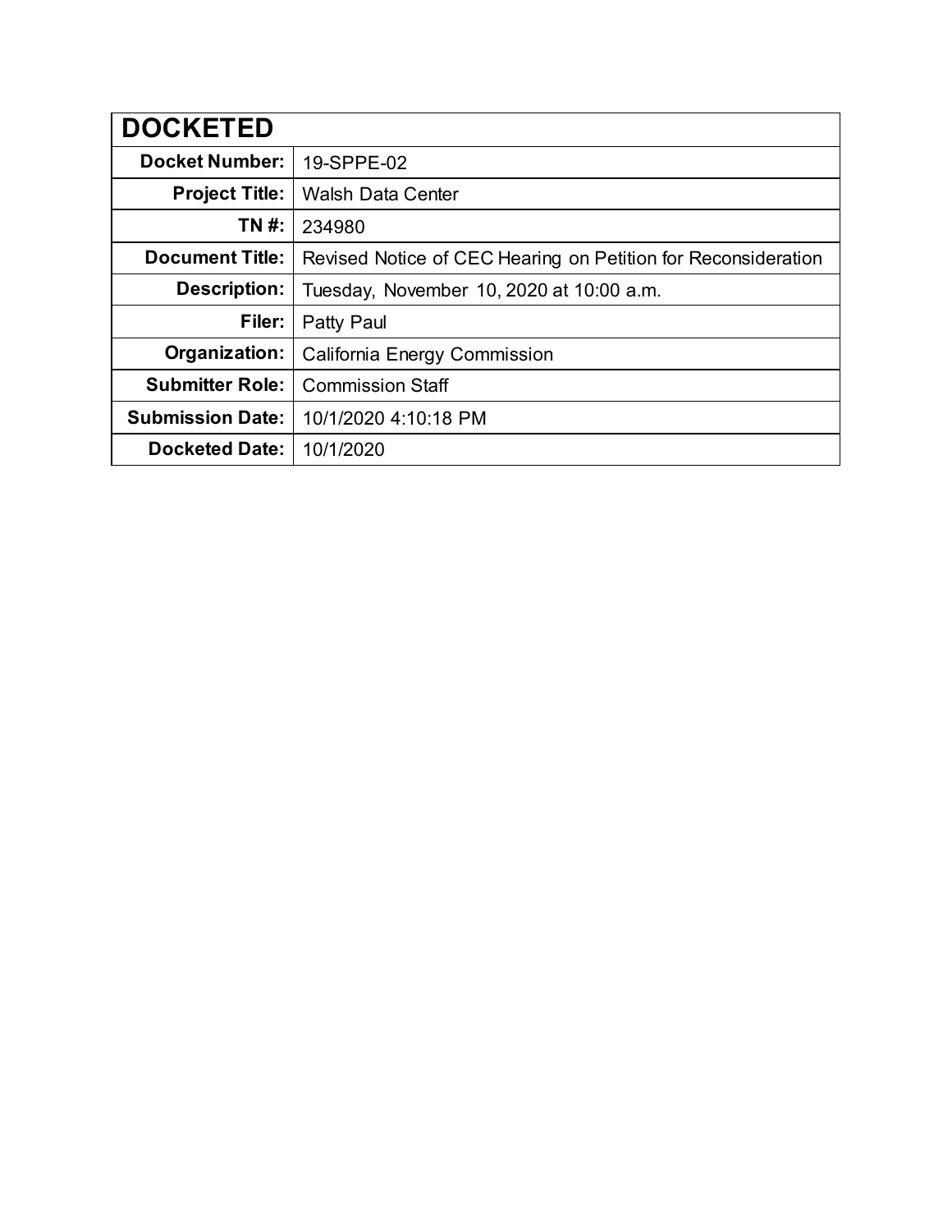| DOCKETED | |
|---|---|
| **Docket Number:** | 19-SPPE-02 |
| **Project Title:** | Walsh Data Center |
| **TN #:** | 234980 |
| **Document Title:** | Revised Notice of CEC Hearing on Petition for Reconsideration |
| **Description:** | Tuesday, November 10, 2020 at 10:00 a.m. |
| **Filer:** | Patty Paul |
| **Organization:** | California Energy Commission |
| **Submitter Role:** | Commission Staff |
| **Submission Date:** | 10/1/2020 4:10:18 PM |
| **Docketed Date:** | 10/1/2020 |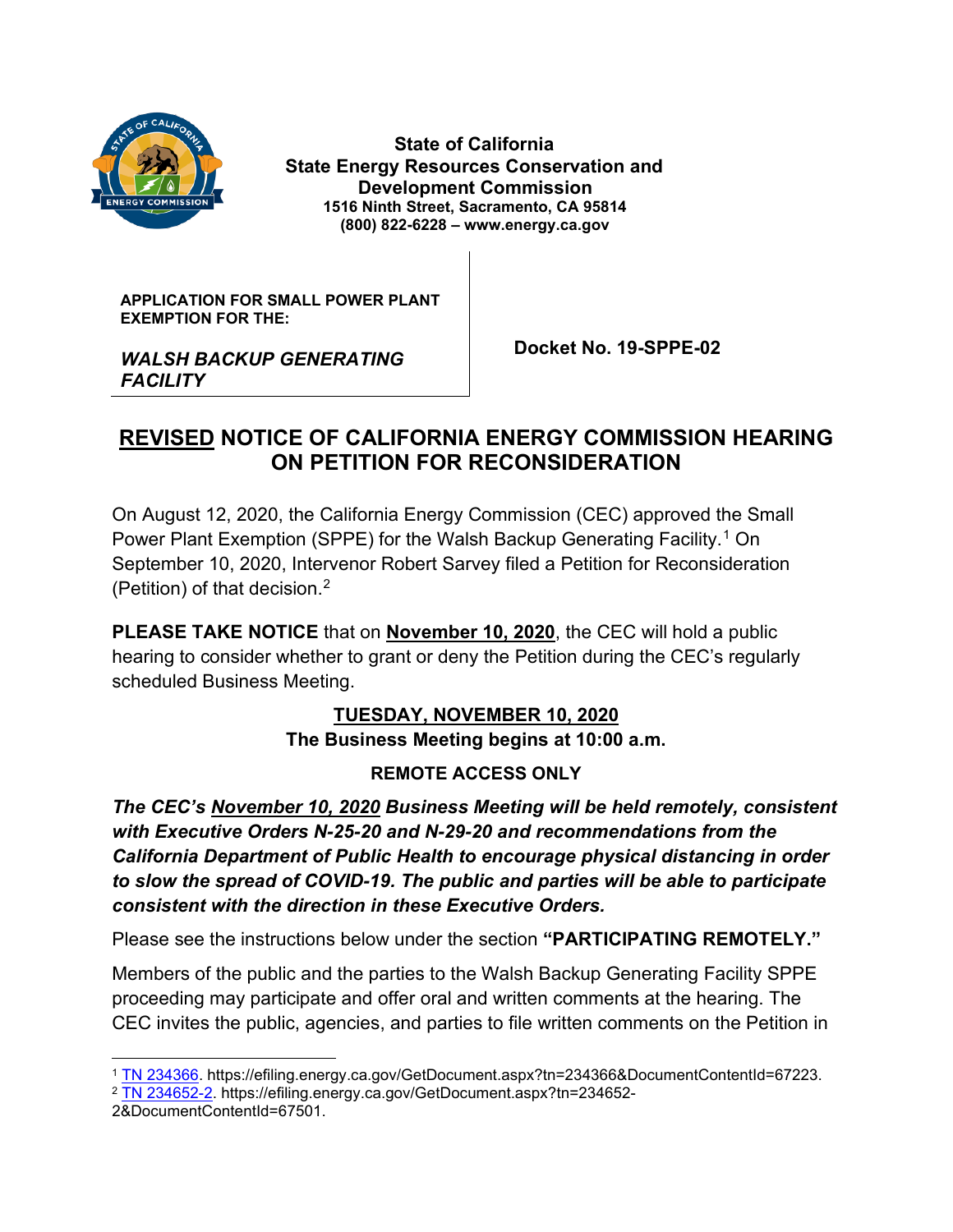**State of California**
**State Energy Resources Conservation and Development Commission**
**1516 Ninth Street, Sacramento, CA 95814**
**(800) 822-6228 – www.energy.ca.gov**

| **APPLICATION FOR SMALL POWER PLANT EXEMPTION FOR THE:** ***WALSH BACKUP GENERATING FACILITY*** | **Docket No. 19-SPPE-02** |
|---|---|

# REVISED NOTICE OF CALIFORNIA ENERGY COMMISSION HEARING ON PETITION FOR RECONSIDERATION

On August 12, 2020, the California Energy Commission (CEC) approved the Small Power Plant Exemption (SPPE) for the Walsh Backup Generating Facility.[1] On September 10, 2020, Intervenor Robert Sarvey filed a Petition for Reconsideration (Petition) of that decision.[2]

**PLEASE TAKE NOTICE** that on **November 10, 2020**, the CEC will hold a public hearing to consider whether to grant or deny the Petition during the CEC's regularly scheduled Business Meeting.

**TUESDAY, NOVEMBER 10, 2020**
**The Business Meeting begins at 10:00 a.m.**

**REMOTE ACCESS ONLY**

***The CEC's November 10, 2020 Business Meeting will be held remotely, consistent with Executive Orders N-25-20 and N-29-20 and recommendations from the California Department of Public Health to encourage physical distancing in order to slow the spread of COVID-19. The public and parties will be able to participate consistent with the direction in these Executive Orders.***

Please see the instructions below under the section **"PARTICIPATING REMOTELY."**

Members of the public and the parties to the Walsh Backup Generating Facility SPPE proceeding may participate and offer oral and written comments at the hearing. The CEC invites the public, agencies, and parties to file written comments on the Petition in

---

[1] TN 234366. https://efiling.energy.ca.gov/GetDocument.aspx?tn=234366&DocumentContentId=67223.
[2] TN 234652-2. https://efiling.energy.ca.gov/GetDocument.aspx?tn=234652-2&DocumentContentId=67501.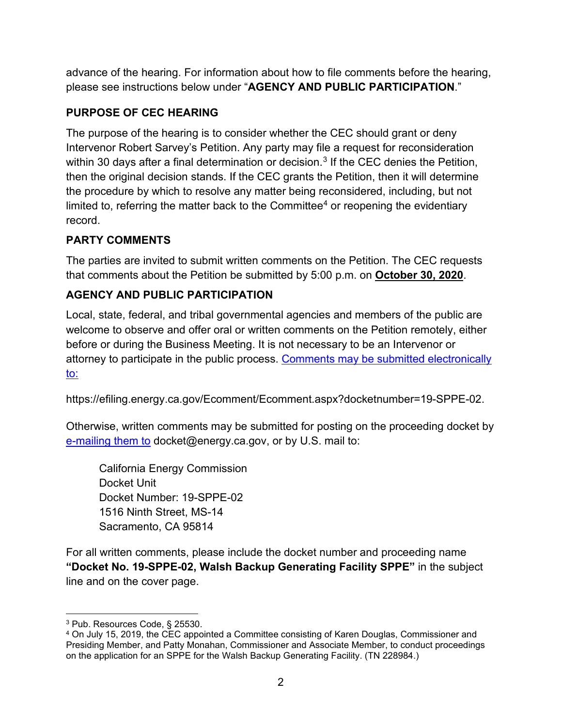advance of the hearing. For information about how to file comments before the hearing, please see instructions below under "**AGENCY AND PUBLIC PARTICIPATION**."

## PURPOSE OF CEC HEARING

The purpose of the hearing is to consider whether the CEC should grant or deny Intervenor Robert Sarvey's Petition. Any party may file a request for reconsideration within 30 days after a final determination or decision.[3] If the CEC denies the Petition, then the original decision stands. If the CEC grants the Petition, then it will determine the procedure by which to resolve any matter being reconsidered, including, but not limited to, referring the matter back to the Committee[4] or reopening the evidentiary record.

## PARTY COMMENTS

The parties are invited to submit written comments on the Petition. The CEC requests that comments about the Petition be submitted by 5:00 p.m. on **October 30, 2020**.

## AGENCY AND PUBLIC PARTICIPATION

Local, state, federal, and tribal governmental agencies and members of the public are welcome to observe and offer oral or written comments on the Petition remotely, either before or during the Business Meeting. It is not necessary to be an Intervenor or attorney to participate in the public process. Comments may be submitted electronically to:

https://efiling.energy.ca.gov/Ecomment/Ecomment.aspx?docketnumber=19-SPPE-02.

Otherwise, written comments may be submitted for posting on the proceeding docket by e-mailing them to docket@energy.ca.gov, or by U.S. mail to:

> California Energy Commission
> Docket Unit
> Docket Number: 19-SPPE-02
> 1516 Ninth Street, MS-14
> Sacramento, CA 95814

For all written comments, please include the docket number and proceeding name **"Docket No. 19-SPPE-02, Walsh Backup Generating Facility SPPE"** in the subject line and on the cover page.

---

[3] Pub. Resources Code, § 25530.

[4] On July 15, 2019, the CEC appointed a Committee consisting of Karen Douglas, Commissioner and Presiding Member, and Patty Monahan, Commissioner and Associate Member, to conduct proceedings on the application for an SPPE for the Walsh Backup Generating Facility. (TN 228984.)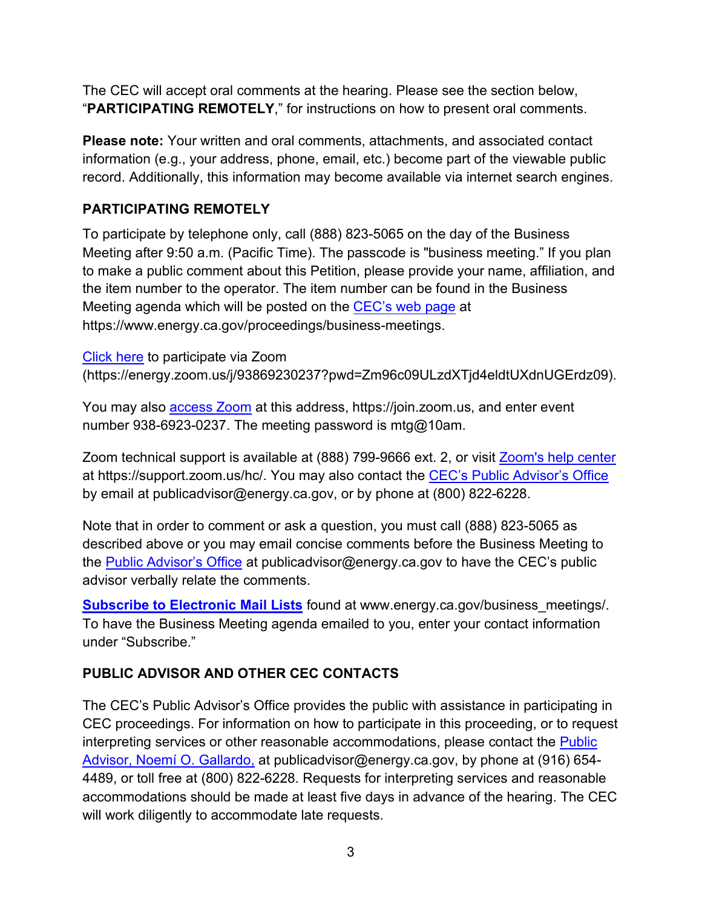The CEC will accept oral comments at the hearing. Please see the section below, "**PARTICIPATING REMOTELY**," for instructions on how to present oral comments.

**Please note:** Your written and oral comments, attachments, and associated contact information (e.g., your address, phone, email, etc.) become part of the viewable public record. Additionally, this information may become available via internet search engines.

## PARTICIPATING REMOTELY

To participate by telephone only, call (888) 823-5065 on the day of the Business Meeting after 9:50 a.m. (Pacific Time). The passcode is "business meeting." If you plan to make a public comment about this Petition, please provide your name, affiliation, and the item number to the operator. The item number can be found in the Business Meeting agenda which will be posted on the [CEC's web page](https://www.energy.ca.gov/proceedings/business-meetings) at https://www.energy.ca.gov/proceedings/business-meetings.

[Click here](https://energy.zoom.us/j/93869230237?pwd=Zm96c09ULzdXTjd4eldtUXdnUGErdz09) to participate via Zoom (https://energy.zoom.us/j/93869230237?pwd=Zm96c09ULzdXTjd4eldtUXdnUGErdz09).

You may also [access Zoom](https://join.zoom.us) at this address, https://join.zoom.us, and enter event number 938-6923-0237. The meeting password is mtg@10am.

Zoom technical support is available at (888) 799-9666 ext. 2, or visit [Zoom's help center](https://support.zoom.us/hc/) at https://support.zoom.us/hc/. You may also contact the [CEC's Public Advisor's Office](mailto:publicadvisor@energy.ca.gov) by email at publicadvisor@energy.ca.gov, or by phone at (800) 822-6228.

Note that in order to comment or ask a question, you must call (888) 823-5065 as described above or you may email concise comments before the Business Meeting to the [Public Advisor's Office](mailto:publicadvisor@energy.ca.gov) at publicadvisor@energy.ca.gov to have the CEC's public advisor verbally relate the comments.

**[Subscribe to Electronic Mail Lists](http://www.energy.ca.gov/business_meetings/)** found at www.energy.ca.gov/business_meetings/. To have the Business Meeting agenda emailed to you, enter your contact information under "Subscribe."

## PUBLIC ADVISOR AND OTHER CEC CONTACTS

The CEC's Public Advisor's Office provides the public with assistance in participating in CEC proceedings. For information on how to participate in this proceeding, or to request interpreting services or other reasonable accommodations, please contact the [Public Advisor, Noemí O. Gallardo,](mailto:publicadvisor@energy.ca.gov) at publicadvisor@energy.ca.gov, by phone at (916) 654-4489, or toll free at (800) 822-6228. Requests for interpreting services and reasonable accommodations should be made at least five days in advance of the hearing. The CEC will work diligently to accommodate late requests.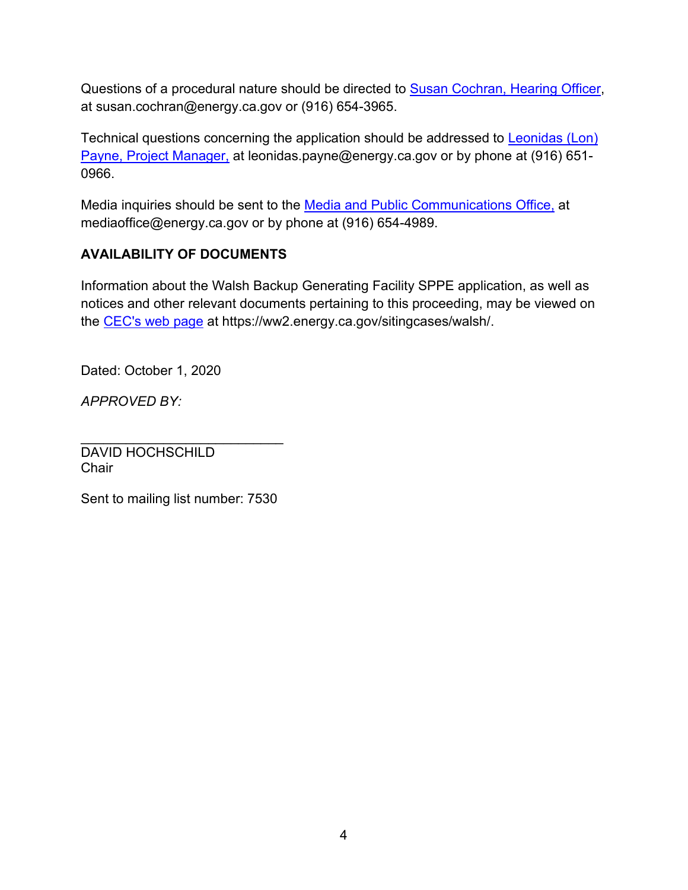Questions of a procedural nature should be directed to Susan Cochran, Hearing Officer, at susan.cochran@energy.ca.gov or (916) 654-3965.

Technical questions concerning the application should be addressed to Leonidas (Lon) Payne, Project Manager, at leonidas.payne@energy.ca.gov or by phone at (916) 651-0966.

Media inquiries should be sent to the Media and Public Communications Office, at mediaoffice@energy.ca.gov or by phone at (916) 654-4989.

**AVAILABILITY OF DOCUMENTS**

Information about the Walsh Backup Generating Facility SPPE application, as well as notices and other relevant documents pertaining to this proceeding, may be viewed on the CEC's web page at https://ww2.energy.ca.gov/sitingcases/walsh/.

Dated: October 1, 2020

*APPROVED BY:*

___________________________
DAVID HOCHSCHILD
Chair

Sent to mailing list number: 7530